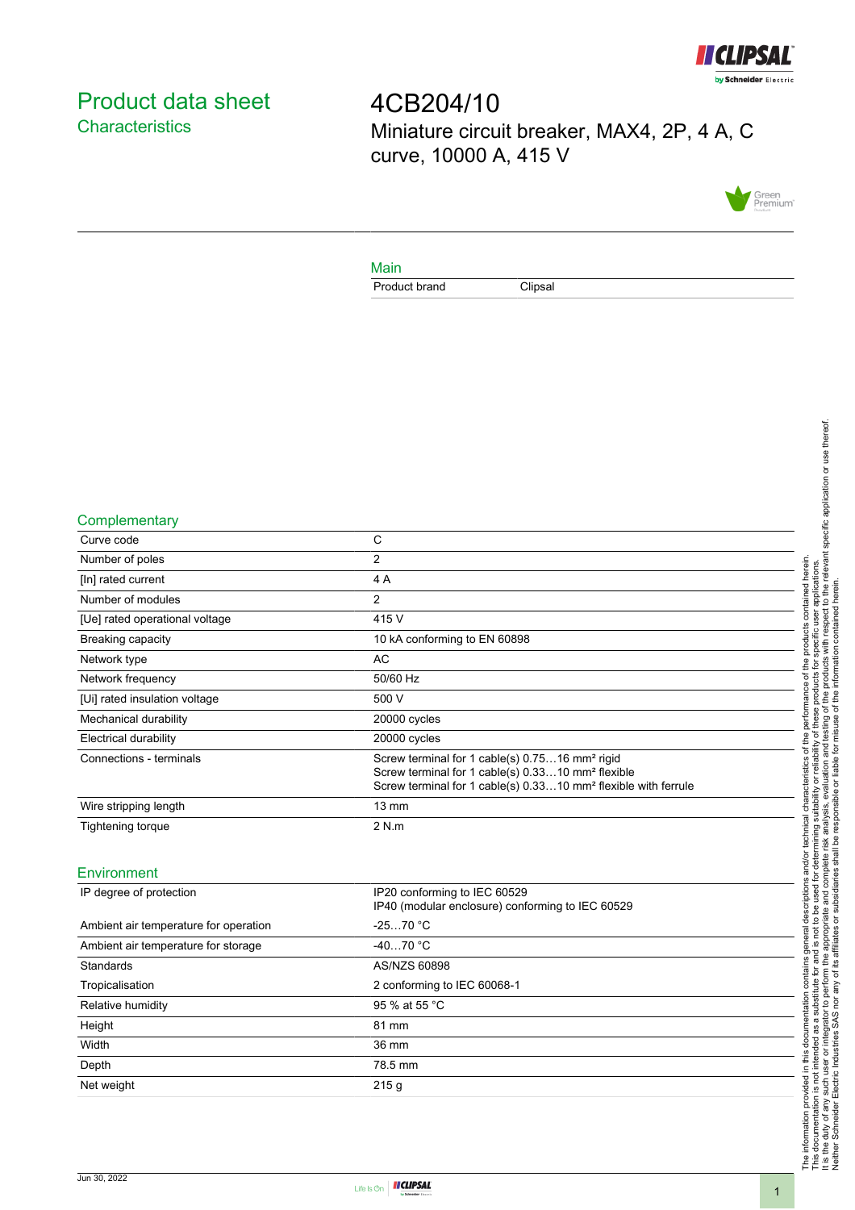# Product data sheet

## Characteristics

# 4CB204/10

Miniature circuit breaker, MAX4, 2P, 4 A, C curve, 10000 A, 415 V

## Main

| Product brand | Clipsal |
| --- | --- |

## Complementary

| Curve code | C |
| --- | --- |
| Number of poles | 2 |
| [In] rated current | 4 A |
| Number of modules | 2 |
| [Ue] rated operational voltage | 415 V |
| Breaking capacity | 10 kA conforming to EN 60898 |
| Network type | AC |
| Network frequency | 50/60 Hz |
| [Ui] rated insulation voltage | 500 V |
| Mechanical durability | 20000 cycles |
| Electrical durability | 20000 cycles |
| Connections - terminals | Screw terminal for 1 cable(s) 0.75…16 mm² rigid<br>Screw terminal for 1 cable(s) 0.33…10 mm² flexible<br>Screw terminal for 1 cable(s) 0.33…10 mm² flexible with ferrule |
| Wire stripping length | 13 mm |
| Tightening torque | 2 N.m |

## Environment

| IP degree of protection | IP20 conforming to IEC 60529<br>IP40 (modular enclosure) conforming to IEC 60529 |
| --- | --- |
| Ambient air temperature for operation | -25…70 °C |
| Ambient air temperature for storage | -40…70 °C |
| Standards | AS/NZS 60898 |
| Tropicalisation | 2 conforming to IEC 60068-1 |
| Relative humidity | 95 % at 55 °C |
| Height | 81 mm |
| Width | 36 mm |
| Depth | 78.5 mm |
| Net weight | 215 g |

The information provided in this documentation contains general descriptions and/or technical characteristics of the performance of the products contained herein. This documentation is not intended as a substitute for and is not to be used for determining suitability or reliability of these products for specific user applications. It is the duty of any such user or integrator to perform the appropriate and complete risk analysis, evaluation and testing of the products with respect to the relevant specific application or use thereof. Neither Schneider Electric Industries SAS nor any of its affiliates or subsidiaries shall be responsible or liable for misuse of the information contained herein.

Jun 30, 2022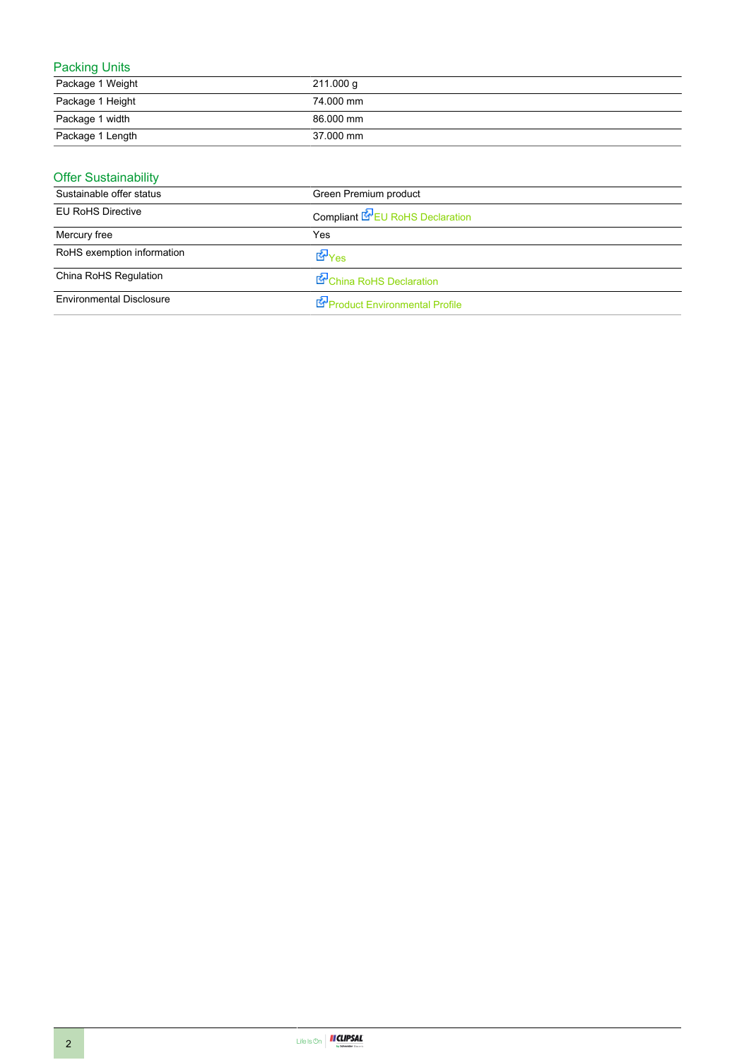## Packing Units

| | |
|---|---|
| Package 1 Weight | 211.000 g |
| Package 1 Height | 74.000 mm |
| Package 1 width | 86.000 mm |
| Package 1 Length | 37.000 mm |

## Offer Sustainability

| | |
|---|---|
| Sustainable offer status | Green Premium product |
| EU RoHS Directive | Compliant EU RoHS Declaration |
| Mercury free | Yes |
| RoHS exemption information | Yes |
| China RoHS Regulation | China RoHS Declaration |
| Environmental Disclosure | Product Environmental Profile |